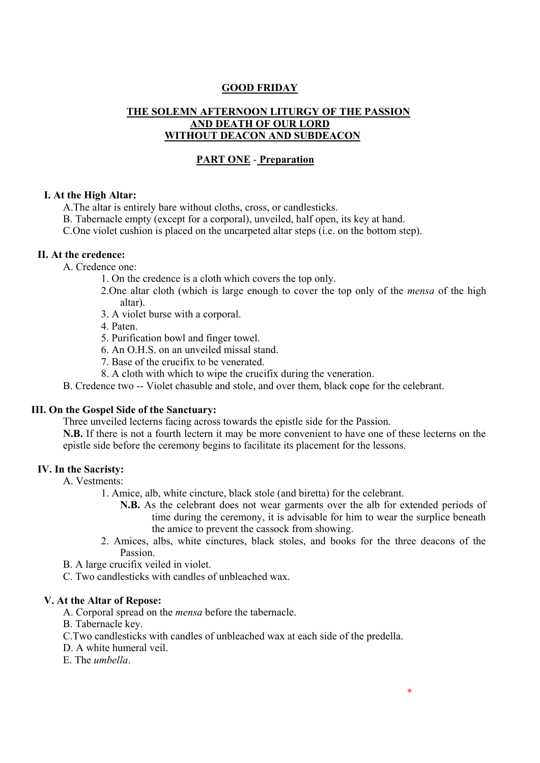# GOOD FRIDAY

## THE SOLEMN AFTERNOON LITURGY OF THE PASSION AND DEATH OF OUR LORD WITHOUT DEACON AND SUBDEACON

## PART ONE - Preparation

### I. At the High Altar:

A. The altar is entirely bare without cloths, cross, or candlesticks.

B. Tabernacle empty (except for a corporal), unveiled, half open, its key at hand.

C. One violet cushion is placed on the uncarpeted altar steps (i.e. on the bottom step).

### II. At the credence:

A. Credence one:

1. On the credence is a cloth which covers the top only.
2. One altar cloth (which is large enough to cover the top only of the *mensa* of the high altar).
3. A violet burse with a corporal.
4. Paten.
5. Purification bowl and finger towel.
6. An O.H.S. on an unveiled missal stand.
7. Base of the crucifix to be venerated.
8. A cloth with which to wipe the crucifix during the veneration.

B. Credence two -- Violet chasuble and stole, and over them, black cope for the celebrant.

### III. On the Gospel Side of the Sanctuary:

Three unveiled lecterns facing across towards the epistle side for the Passion.

**N.B.** If there is not a fourth lectern it may be more convenient to have one of these lecterns on the epistle side before the ceremony begins to facilitate its placement for the lessons.

### IV. In the Sacristy:

A. Vestments:

1. Amice, alb, white cincture, black stole (and biretta) for the celebrant.

   **N.B.** As the celebrant does not wear garments over the alb for extended periods of time during the ceremony, it is advisable for him to wear the surplice beneath the amice to prevent the cassock from showing.

2. Amices, albs, white cinctures, black stoles, and books for the three deacons of the Passion.

B. A large crucifix veiled in violet.

C. Two candlesticks with candles of unbleached wax.

### V. At the Altar of Repose:

A. Corporal spread on the *mensa* before the tabernacle.

B. Tabernacle key.

C. Two candlesticks with candles of unbleached wax at each side of the predella.

D. A white humeral veil.

E. The *umbella*.

*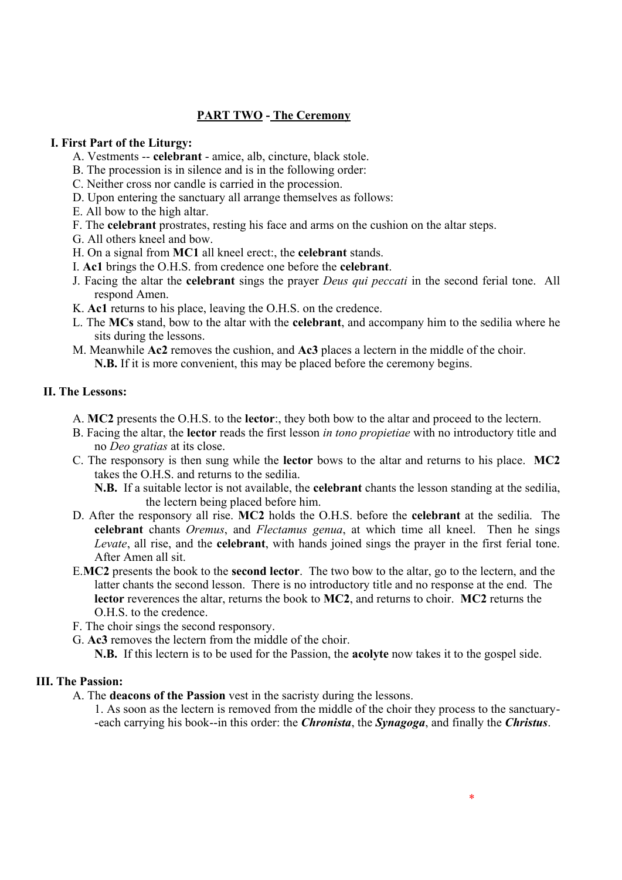## PART TWO - The Ceremony

### I. First Part of the Liturgy:

A. Vestments -- **celebrant** - amice, alb, cincture, black stole.

B. The procession is in silence and is in the following order:

C. Neither cross nor candle is carried in the procession.

D. Upon entering the sanctuary all arrange themselves as follows:

E. All bow to the high altar.

F. The **celebrant** prostrates, resting his face and arms on the cushion on the altar steps.

G. All others kneel and bow.

H. On a signal from **MC1** all kneel erect:, the **celebrant** stands.

I. **Ac1** brings the O.H.S. from credence one before the **celebrant**.

J. Facing the altar the **celebrant** sings the prayer *Deus qui peccati* in the second ferial tone. All respond Amen.

K. **Ac1** returns to his place, leaving the O.H.S. on the credence.

L. The **MCs** stand, bow to the altar with the **celebrant**, and accompany him to the sedilia where he sits during the lessons.

M. Meanwhile **Ac2** removes the cushion, and **Ac3** places a lectern in the middle of the choir.
**N.B.** If it is more convenient, this may be placed before the ceremony begins.

### II. The Lessons:

A. **MC2** presents the O.H.S. to the **lector**:, they both bow to the altar and proceed to the lectern.

B. Facing the altar, the **lector** reads the first lesson *in tono propietiae* with no introductory title and no *Deo gratias* at its close.

C. The responsory is then sung while the **lector** bows to the altar and returns to his place. **MC2** takes the O.H.S. and returns to the sedilia.
**N.B.** If a suitable lector is not available, the **celebrant** chants the lesson standing at the sedilia, the lectern being placed before him.

D. After the responsory all rise. **MC2** holds the O.H.S. before the **celebrant** at the sedilia. The **celebrant** chants *Oremus*, and *Flectamus genua*, at which time all kneel. Then he sings *Levate*, all rise, and the **celebrant**, with hands joined sings the prayer in the first ferial tone. After Amen all sit.

E. **MC2** presents the book to the **second lector**. The two bow to the altar, go to the lectern, and the latter chants the second lesson. There is no introductory title and no response at the end. The **lector** reverences the altar, returns the book to **MC2**, and returns to choir. **MC2** returns the O.H.S. to the credence.

F. The choir sings the second responsory.

G. **Ac3** removes the lectern from the middle of the choir.
**N.B.** If this lectern is to be used for the Passion, the **acolyte** now takes it to the gospel side.

### III. The Passion:

A. The **deacons of the Passion** vest in the sacristy during the lessons.

1. As soon as the lectern is removed from the middle of the choir they process to the sanctuary--each carrying his book--in this order: the ***Chronista***, the ***Synagoga***, and finally the ***Christus***.

*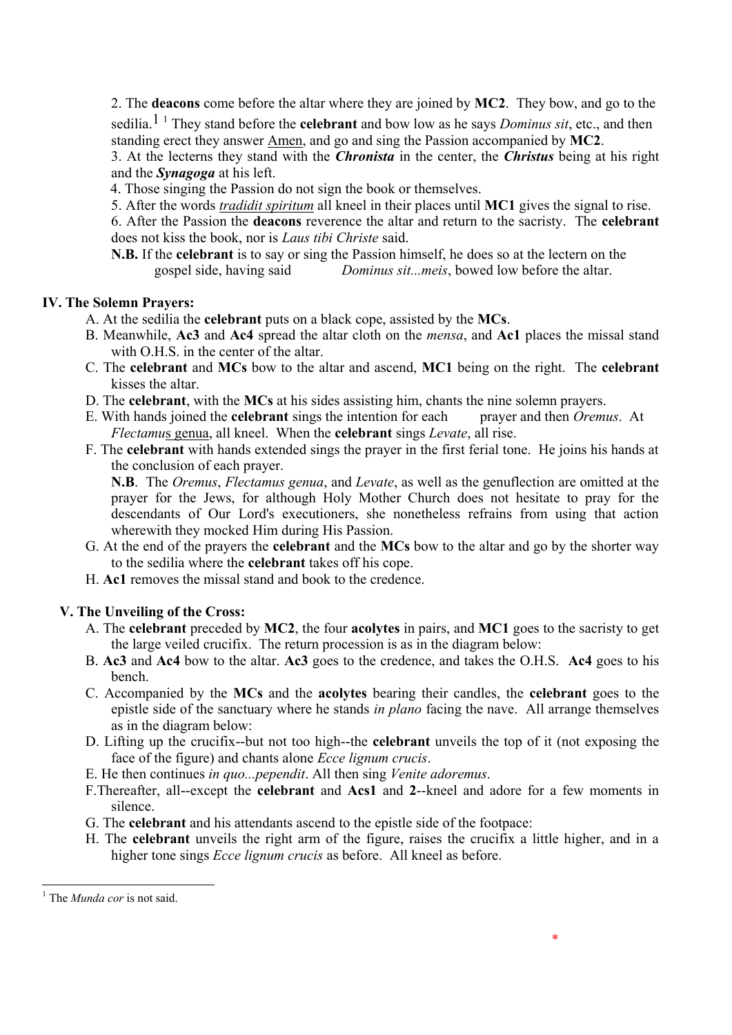2. The **deacons** come before the altar where they are joined by **MC2**. They bow, and go to the sedilia.[1] They stand before the **celebrant** and bow low as he says *Dominus sit*, etc., and then standing erect they answer Amen, and go and sing the Passion accompanied by **MC2**.

3. At the lecterns they stand with the ***Chronista*** in the center, the ***Christus*** being at his right and the ***Synagoga*** at his left.

4. Those singing the Passion do not sign the book or themselves.

5. After the words *tradidit spiritum* all kneel in their places until **MC1** gives the signal to rise.

6. After the Passion the **deacons** reverence the altar and return to the sacristy. The **celebrant** does not kiss the book, nor is *Laus tibi Christe* said.

**N.B.** If the **celebrant** is to say or sing the Passion himself, he does so at the lectern on the gospel side, having said *Dominus sit...meis*, bowed low before the altar.

## IV. The Solemn Prayers:

A. At the sedilia the **celebrant** puts on a black cope, assisted by the **MCs**.

B. Meanwhile, **Ac3** and **Ac4** spread the altar cloth on the *mensa*, and **Ac1** places the missal stand with O.H.S. in the center of the altar.

C. The **celebrant** and **MCs** bow to the altar and ascend, **MC1** being on the right. The **celebrant** kisses the altar.

D. The **celebrant**, with the **MCs** at his sides assisting him, chants the nine solemn prayers.

E. With hands joined the **celebrant** sings the intention for each prayer and then *Oremus*. At *Flectamus* genua, all kneel. When the **celebrant** sings *Levate*, all rise.

F. The **celebrant** with hands extended sings the prayer in the first ferial tone. He joins his hands at the conclusion of each prayer.

**N.B**. The *Oremus*, *Flectamus genua*, and *Levate*, as well as the genuflection are omitted at the prayer for the Jews, for although Holy Mother Church does not hesitate to pray for the descendants of Our Lord's executioners, she nonetheless refrains from using that action wherewith they mocked Him during His Passion.

G. At the end of the prayers the **celebrant** and the **MCs** bow to the altar and go by the shorter way to the sedilia where the **celebrant** takes off his cope.

H. **Ac1** removes the missal stand and book to the credence.

## V. The Unveiling of the Cross:

A. The **celebrant** preceded by **MC2**, the four **acolytes** in pairs, and **MC1** goes to the sacristy to get the large veiled crucifix. The return procession is as in the diagram below:

B. **Ac3** and **Ac4** bow to the altar. **Ac3** goes to the credence, and takes the O.H.S. **Ac4** goes to his bench.

C. Accompanied by the **MCs** and the **acolytes** bearing their candles, the **celebrant** goes to the epistle side of the sanctuary where he stands *in plano* facing the nave. All arrange themselves as in the diagram below:

D. Lifting up the crucifix--but not too high--the **celebrant** unveils the top of it (not exposing the face of the figure) and chants alone *Ecce lignum crucis*.

E. He then continues *in quo...pependit*. All then sing *Venite adoremus*.

F. Thereafter, all--except the **celebrant** and **Acs1** and **2**--kneel and adore for a few moments in silence.

G. The **celebrant** and his attendants ascend to the epistle side of the footpace:

H. The **celebrant** unveils the right arm of the figure, raises the crucifix a little higher, and in a higher tone sings *Ecce lignum crucis* as before. All kneel as before.

[1] The *Munda cor* is not said.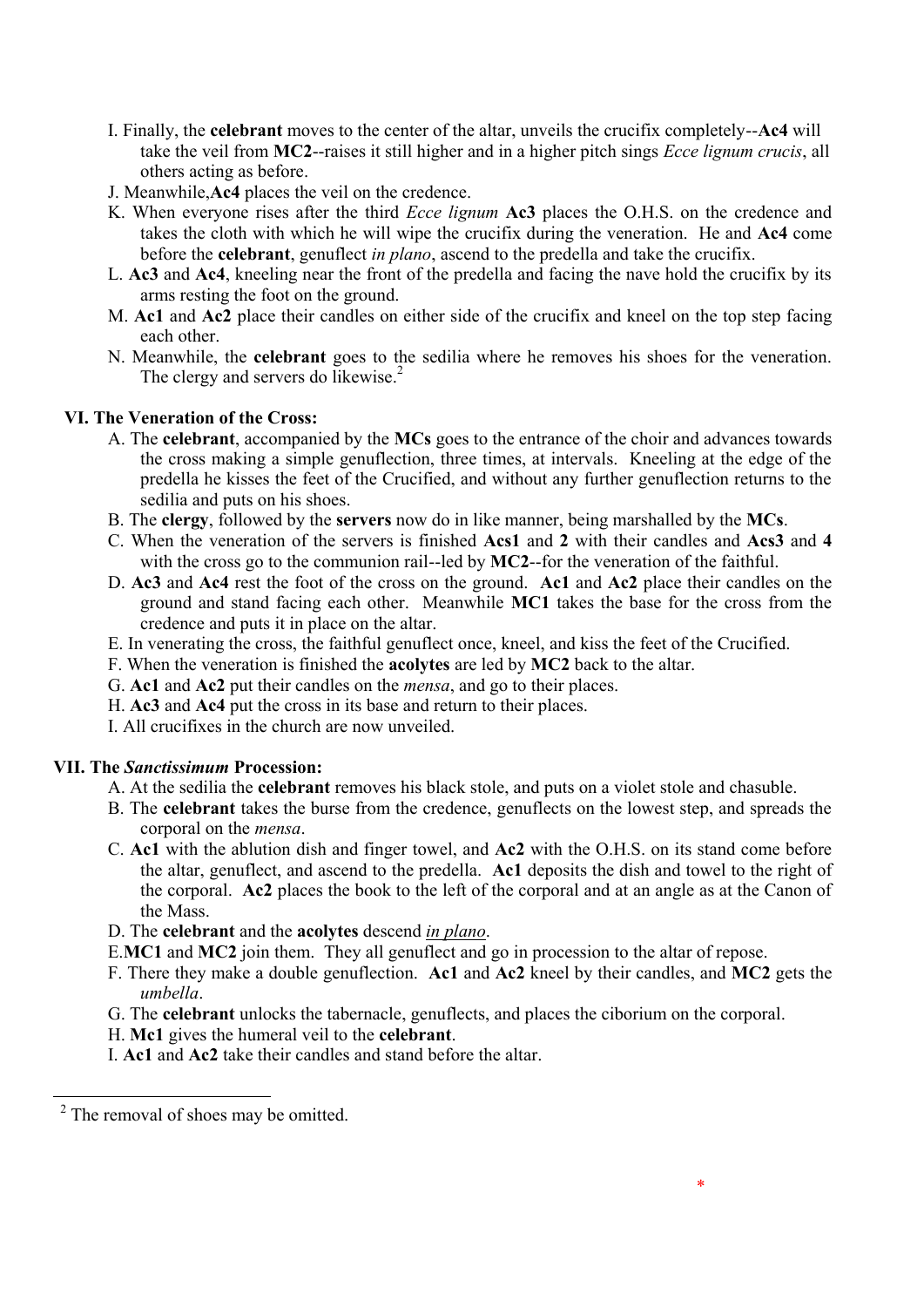I. Finally, the **celebrant** moves to the center of the altar, unveils the crucifix completely--**Ac4** will take the veil from **MC2**--raises it still higher and in a higher pitch sings *Ecce lignum crucis*, all others acting as before.

J. Meanwhile,**Ac4** places the veil on the credence.

K. When everyone rises after the third *Ecce lignum* **Ac3** places the O.H.S. on the credence and takes the cloth with which he will wipe the crucifix during the veneration. He and **Ac4** come before the **celebrant**, genuflect *in plano*, ascend to the predella and take the crucifix.

L. **Ac3** and **Ac4**, kneeling near the front of the predella and facing the nave hold the crucifix by its arms resting the foot on the ground.

M. **Ac1** and **Ac2** place their candles on either side of the crucifix and kneel on the top step facing each other.

N. Meanwhile, the **celebrant** goes to the sedilia where he removes his shoes for the veneration. The clergy and servers do likewise.[2]

### VI. The Veneration of the Cross:

A. The **celebrant**, accompanied by the **MCs** goes to the entrance of the choir and advances towards the cross making a simple genuflection, three times, at intervals. Kneeling at the edge of the predella he kisses the feet of the Crucified, and without any further genuflection returns to the sedilia and puts on his shoes.

B. The **clergy**, followed by the **servers** now do in like manner, being marshalled by the **MCs**.

C. When the veneration of the servers is finished **Acs1** and **2** with their candles and **Acs3** and **4** with the cross go to the communion rail--led by **MC2**--for the veneration of the faithful.

D. **Ac3** and **Ac4** rest the foot of the cross on the ground. **Ac1** and **Ac2** place their candles on the ground and stand facing each other. Meanwhile **MC1** takes the base for the cross from the credence and puts it in place on the altar.

E. In venerating the cross, the faithful genuflect once, kneel, and kiss the feet of the Crucified.

F. When the veneration is finished the **acolytes** are led by **MC2** back to the altar.

G. **Ac1** and **Ac2** put their candles on the *mensa*, and go to their places.

H. **Ac3** and **Ac4** put the cross in its base and return to their places.

I. All crucifixes in the church are now unveiled.

### VII. The *Sanctissimum* Procession:

A. At the sedilia the **celebrant** removes his black stole, and puts on a violet stole and chasuble.

B. The **celebrant** takes the burse from the credence, genuflects on the lowest step, and spreads the corporal on the *mensa*.

C. **Ac1** with the ablution dish and finger towel, and **Ac2** with the O.H.S. on its stand come before the altar, genuflect, and ascend to the predella. **Ac1** deposits the dish and towel to the right of the corporal. **Ac2** places the book to the left of the corporal and at an angle as at the Canon of the Mass.

D. The **celebrant** and the **acolytes** descend *<u>in plano</u>*.

E.**MC1** and **MC2** join them. They all genuflect and go in procession to the altar of repose.

F. There they make a double genuflection. **Ac1** and **Ac2** kneel by their candles, and **MC2** gets the *umbella*.

G. The **celebrant** unlocks the tabernacle, genuflects, and places the ciborium on the corporal.

H. **Mc1** gives the humeral veil to the **celebrant**.

I. **Ac1** and **Ac2** take their candles and stand before the altar.

---

[2] The removal of shoes may be omitted.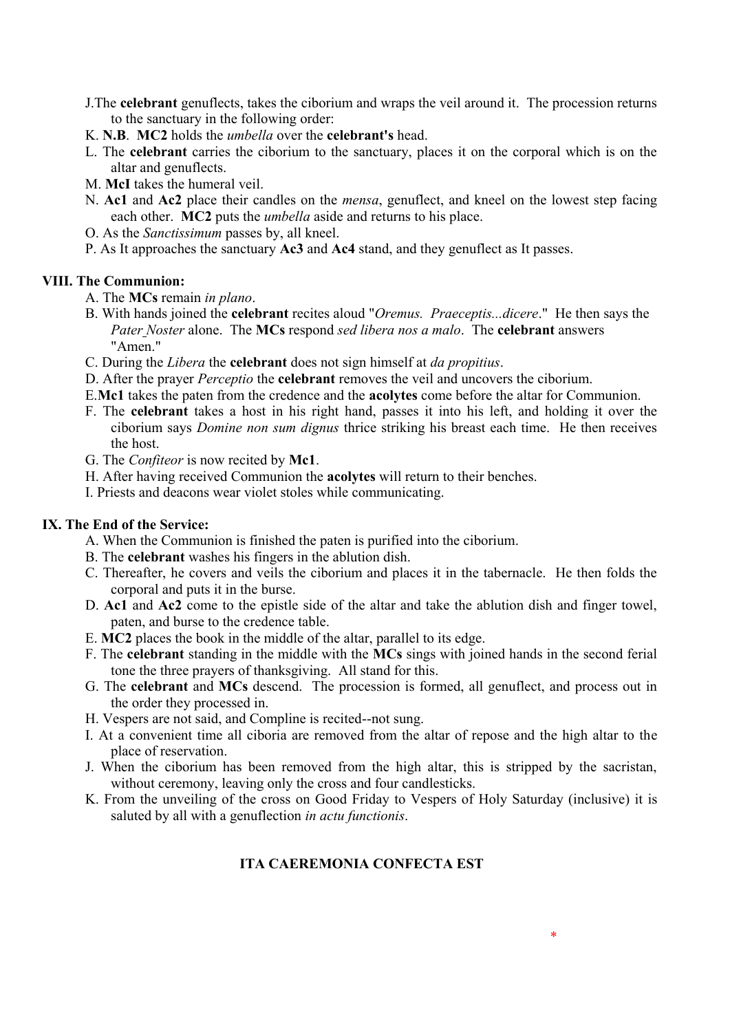J.The **celebrant** genuflects, takes the ciborium and wraps the veil around it. The procession returns to the sanctuary in the following order:

K. **N.B**. **MC2** holds the *umbella* over the **celebrant's** head.

L. The **celebrant** carries the ciborium to the sanctuary, places it on the corporal which is on the altar and genuflects.

M. **McI** takes the humeral veil.

N. **Ac1** and **Ac2** place their candles on the *mensa*, genuflect, and kneel on the lowest step facing each other. **MC2** puts the *umbella* aside and returns to his place.

O. As the *Sanctissimum* passes by, all kneel.

P. As It approaches the sanctuary **Ac3** and **Ac4** stand, and they genuflect as It passes.

**VIII. The Communion:**

A. The **MCs** remain *in plano*.

B. With hands joined the **celebrant** recites aloud "*Oremus. Praeceptis...dicere*." He then says the *Pater Noster* alone. The **MCs** respond *sed libera nos a malo*. The **celebrant** answers "Amen."

C. During the *Libera* the **celebrant** does not sign himself at *da propitius*.

D. After the prayer *Perceptio* the **celebrant** removes the veil and uncovers the ciborium.

E.**Mc1** takes the paten from the credence and the **acolytes** come before the altar for Communion.

F. The **celebrant** takes a host in his right hand, passes it into his left, and holding it over the ciborium says *Domine non sum dignus* thrice striking his breast each time. He then receives the host.

G. The *Confiteor* is now recited by **Mc1**.

H. After having received Communion the **acolytes** will return to their benches.

I. Priests and deacons wear violet stoles while communicating.

**IX. The End of the Service:**

A. When the Communion is finished the paten is purified into the ciborium.

B. The **celebrant** washes his fingers in the ablution dish.

C. Thereafter, he covers and veils the ciborium and places it in the tabernacle. He then folds the corporal and puts it in the burse.

D. **Ac1** and **Ac2** come to the epistle side of the altar and take the ablution dish and finger towel, paten, and burse to the credence table.

E. **MC2** places the book in the middle of the altar, parallel to its edge.

F. The **celebrant** standing in the middle with the **MCs** sings with joined hands in the second ferial tone the three prayers of thanksgiving. All stand for this.

G. The **celebrant** and **MCs** descend. The procession is formed, all genuflect, and process out in the order they processed in.

H. Vespers are not said, and Compline is recited--not sung.

I. At a convenient time all ciboria are removed from the altar of repose and the high altar to the place of reservation.

J. When the ciborium has been removed from the high altar, this is stripped by the sacristan, without ceremony, leaving only the cross and four candlesticks.

K. From the unveiling of the cross on Good Friday to Vespers of Holy Saturday (inclusive) it is saluted by all with a genuflection *in actu functionis*.

**ITA CAEREMONIA CONFECTA EST**

*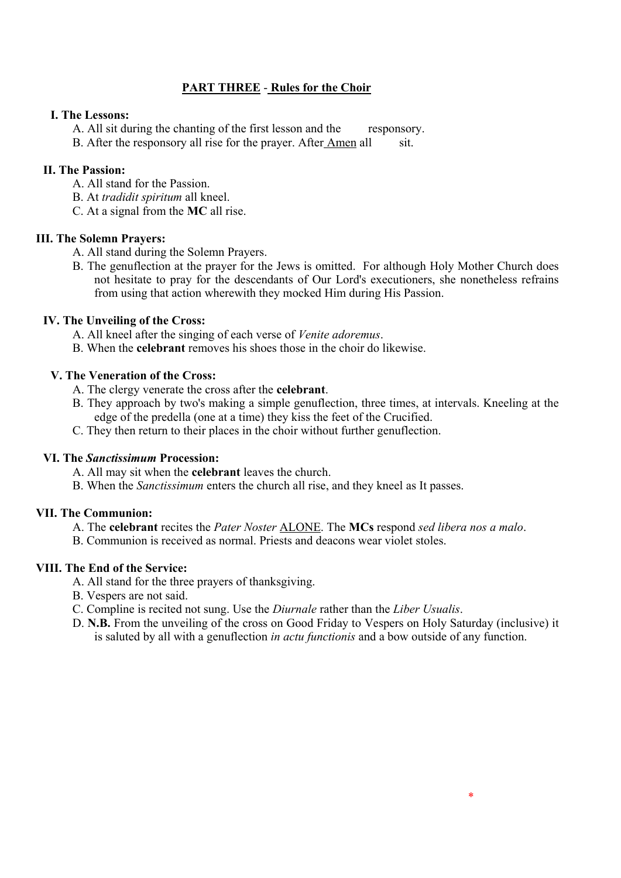## PART THREE - Rules for the Choir

### I. The Lessons:

A. All sit during the chanting of the first lesson and the responsory.

B. After the responsory all rise for the prayer. After Amen all sit.

### II. The Passion:

A. All stand for the Passion.

B. At *tradidit spiritum* all kneel.

C. At a signal from the **MC** all rise.

### III. The Solemn Prayers:

A. All stand during the Solemn Prayers.

B. The genuflection at the prayer for the Jews is omitted. For although Holy Mother Church does not hesitate to pray for the descendants of Our Lord's executioners, she nonetheless refrains from using that action wherewith they mocked Him during His Passion.

### IV. The Unveiling of the Cross:

A. All kneel after the singing of each verse of *Venite adoremus*.

B. When the **celebrant** removes his shoes those in the choir do likewise.

### V. The Veneration of the Cross:

A. The clergy venerate the cross after the **celebrant**.

B. They approach by two's making a simple genuflection, three times, at intervals. Kneeling at the edge of the predella (one at a time) they kiss the feet of the Crucified.

C. They then return to their places in the choir without further genuflection.

### VI. The *Sanctissimum* Procession:

A. All may sit when the **celebrant** leaves the church.

B. When the *Sanctissimum* enters the church all rise, and they kneel as It passes.

### VII. The Communion:

A. The **celebrant** recites the *Pater Noster* ALONE. The **MCs** respond *sed libera nos a malo*.

B. Communion is received as normal. Priests and deacons wear violet stoles.

### VIII. The End of the Service:

A. All stand for the three prayers of thanksgiving.

B. Vespers are not said.

C. Compline is recited not sung. Use the *Diurnale* rather than the *Liber Usualis*.

D. **N.B.** From the unveiling of the cross on Good Friday to Vespers on Holy Saturday (inclusive) it is saluted by all with a genuflection *in actu functionis* and a bow outside of any function.

*